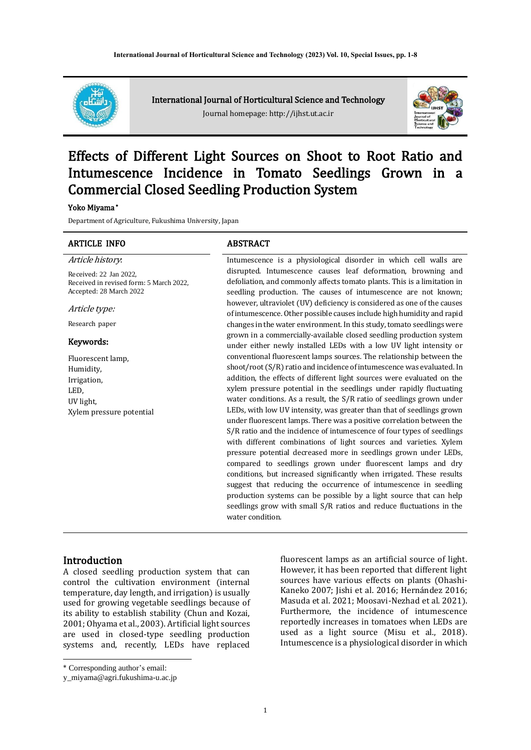International Journal of Horticultural Science and Technology

Journal homepage: http://ijhst.ut.ac.ir

# Effects of Different Light Sources on Shoot to Root Ratio and Intumescence Incidence in Tomato Seedlings Grown in a Commercial Closed Seedling Production System

**Yoko Miyama***

Department of Agriculture, Fukushima University, Japan

## ARTICLE INFO

*Article history*:

Received: 22 Jan 2022,
Received in revised form: 5 March 2022,
Accepted: 28 March 2022

*Article type:*

Research paper

**Keywords:**

Fluorescent lamp,
Humidity,
Irrigation,
LED,
UV light,
Xylem pressure potential

## ABSTRACT

Intumescence is a physiological disorder in which cell walls are disrupted. Intumescence causes leaf deformation, browning and defoliation, and commonly affects tomato plants. This is a limitation in seedling production. The causes of intumescence are not known; however, ultraviolet (UV) deficiency is considered as one of the causes of intumescence. Other possible causes include high humidity and rapid changes in the water environment. In this study, tomato seedlings were grown in a commercially-available closed seedling production system under either newly installed LEDs with a low UV light intensity or conventional fluorescent lamps sources. The relationship between the shoot/root (S/R) ratio and incidence of intumescence was evaluated. In addition, the effects of different light sources were evaluated on the xylem pressure potential in the seedlings under rapidly fluctuating water conditions. As a result, the S/R ratio of seedlings grown under LEDs, with low UV intensity, was greater than that of seedlings grown under fluorescent lamps. There was a positive correlation between the S/R ratio and the incidence of intumescence of four types of seedlings with different combinations of light sources and varieties. Xylem pressure potential decreased more in seedlings grown under LEDs, compared to seedlings grown under fluorescent lamps and dry conditions, but increased significantly when irrigated. These results suggest that reducing the occurrence of intumescence in seedling production systems can be possible by a light source that can help seedlings grow with small S/R ratios and reduce fluctuations in the water condition.

## Introduction

A closed seedling production system that can control the cultivation environment (internal temperature, day length, and irrigation) is usually used for growing vegetable seedlings because of its ability to establish stability (Chun and Kozai, 2001; Ohyama et al., 2003). Artificial light sources are used in closed-type seedling production systems and, recently, LEDs have replaced fluorescent lamps as an artificial source of light. However, it has been reported that different light sources have various effects on plants (Ohashi-Kaneko 2007; Jishi et al. 2016; Hernández 2016; Masuda et al. 2021; Moosavi-Nezhad et al. 2021). Furthermore, the incidence of intumescence reportedly increases in tomatoes when LEDs are used as a light source (Misu et al., 2018). Intumescence is a physiological disorder in which

* Corresponding author's email:
y_miyama@agri.fukushima-u.ac.jp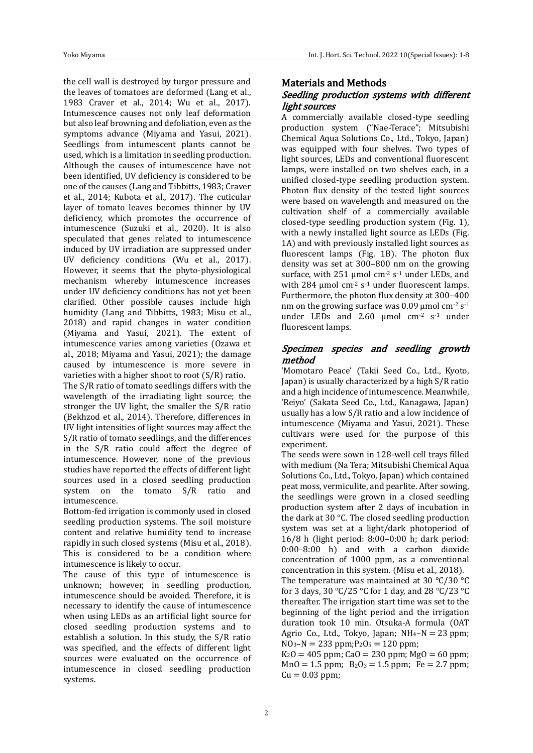the cell wall is destroyed by turgor pressure and the leaves of tomatoes are deformed (Lang et al., 1983 Craver et al., 2014; Wu et al., 2017). Intumescence causes not only leaf deformation but also leaf browning and defoliation, even as the symptoms advance (Miyama and Yasui, 2021). Seedlings from intumescent plants cannot be used, which is a limitation in seedling production. Although the causes of intumescence have not been identified, UV deficiency is considered to be one of the causes (Lang and Tibbitts, 1983; Craver et al., 2014; Kubota et al., 2017). The cuticular layer of tomato leaves becomes thinner by UV deficiency, which promotes the occurrence of intumescence (Suzuki et al., 2020). It is also speculated that genes related to intumescence induced by UV irradiation are suppressed under UV deficiency conditions (Wu et al., 2017). However, it seems that the phyto-physiological mechanism whereby intumescence increases under UV deficiency conditions has not yet been clarified. Other possible causes include high humidity (Lang and Tibbitts, 1983; Misu et al., 2018) and rapid changes in water condition (Miyama and Yasui, 2021). The extent of intumescence varies among varieties (Ozawa et al., 2018; Miyama and Yasui, 2021); the damage caused by intumescence is more severe in varieties with a higher shoot to root (S/R) ratio.

The S/R ratio of tomato seedlings differs with the wavelength of the irradiating light source; the stronger the UV light, the smaller the S/R ratio (Bekhzod et al., 2014). Therefore, differences in UV light intensities of light sources may affect the S/R ratio of tomato seedlings, and the differences in the S/R ratio could affect the degree of intumescence. However, none of the previous studies have reported the effects of different light sources used in a closed seedling production system on the tomato S/R ratio and intumescence.

Bottom-fed irrigation is commonly used in closed seedling production systems. The soil moisture content and relative humidity tend to increase rapidly in such closed systems (Misu et al., 2018). This is considered to be a condition where intumescence is likely to occur.

The cause of this type of intumescence is unknown; however, in seedling production, intumescence should be avoided. Therefore, it is necessary to identify the cause of intumescence when using LEDs as an artificial light source for closed seedling production systems and to establish a solution. In this study, the S/R ratio was specified, and the effects of different light sources were evaluated on the occurrence of intumescence in closed seedling production systems.

## Materials and Methods

### *Seedling production systems with different light sources*

A commercially available closed-type seedling production system ("Nae-Terace"; Mitsubishi Chemical Aqua Solutions Co., Ltd., Tokyo, Japan) was equipped with four shelves. Two types of light sources, LEDs and conventional fluorescent lamps, were installed on two shelves each, in a unified closed-type seedling production system. Photon flux density of the tested light sources were based on wavelength and measured on the cultivation shelf of a commercially available closed-type seedling production system (Fig. 1), with a newly installed light source as LEDs (Fig. 1A) and with previously installed light sources as fluorescent lamps (Fig. 1B). The photon flux density was set at 300–800 nm on the growing surface, with 251 µmol $cm^{-2}$ $s^{-1}$ under LEDs, and with 284 µmol $cm^{-2}$ $s^{-1}$ under fluorescent lamps. Furthermore, the photon flux density at 300–400 nm on the growing surface was 0.09 µmol $cm^{-2}$ $s^{-1}$ under LEDs and 2.60 µmol $cm^{-2}$ $s^{-1}$ under fluorescent lamps.

### *Specimen species and seedling growth method*

'Momotaro Peace' (Takii Seed Co., Ltd., Kyoto, Japan) is usually characterized by a high S/R ratio and a high incidence of intumescence. Meanwhile, 'Reiyo' (Sakata Seed Co., Ltd., Kanagawa, Japan) usually has a low S/R ratio and a low incidence of intumescence (Miyama and Yasui, 2021). These cultivars were used for the purpose of this experiment.

The seeds were sown in 128-well cell trays filled with medium (Na Tera; Mitsubishi Chemical Aqua Solutions Co., Ltd., Tokyo, Japan) which contained peat moss, vermiculite, and pearlite. After sowing, the seedlings were grown in a closed seedling production system after 2 days of incubation in the dark at 30 °C. The closed seedling production system was set at a light/dark photoperiod of 16/8 h (light period: 8:00–0:00 h; dark period: 0:00–8:00 h) and with a carbon dioxide concentration of 1000 ppm, as a conventional concentration in this system. (Misu et al., 2018).

The temperature was maintained at 30 °C/30 °C for 3 days, 30 °C/25 °C for 1 day, and 28 °C/23 °C thereafter. The irrigation start time was set to the beginning of the light period and the irrigation duration took 10 min. Otsuka-A formula (OAT Agrio Co., Ltd., Tokyo, Japan; $NH_4$–N = 23 ppm; $NO_3$–N = 233 ppm; $P_2O_5$ = 120 ppm; $K_2O$ = 405 ppm; CaO = 230 ppm; MgO = 60 ppm; MnO = 1.5 ppm; $B_2O_3$ = 1.5 ppm; Fe = 2.7 ppm; Cu = 0.03 ppm;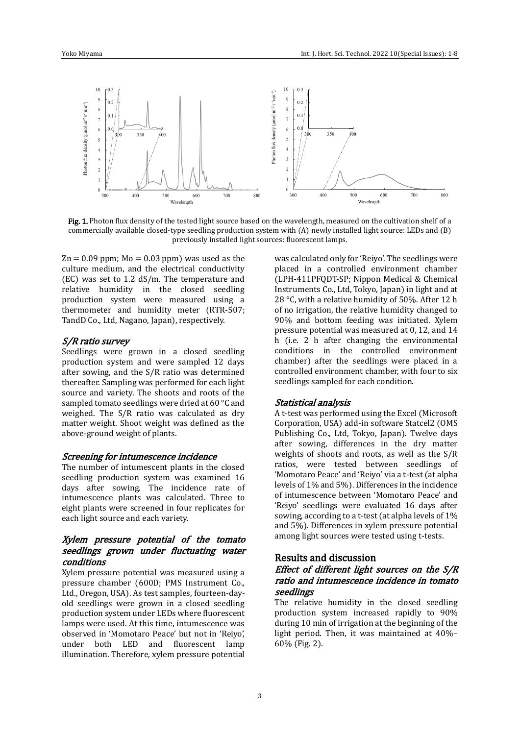Fig. 1. Photon flux density of the tested light source based on the wavelength, measured on the cultivation shelf of a commercially available closed-type seedling production system with (A) newly installed light source: LEDs and (B) previously installed light sources: fluorescent lamps.

Zn = 0.09 ppm; Mo = 0.03 ppm) was used as the culture medium, and the electrical conductivity (EC) was set to 1.2 dS/m. The temperature and relative humidity in the closed seedling production system were measured using a thermometer and humidity meter (RTR-507; TandD Co., Ltd, Nagano, Japan), respectively.

### *S/R ratio survey*

Seedlings were grown in a closed seedling production system and were sampled 12 days after sowing, and the S/R ratio was determined thereafter. Sampling was performed for each light source and variety. The shoots and roots of the sampled tomato seedlings were dried at 60 °C and weighed. The S/R ratio was calculated as dry matter weight. Shoot weight was defined as the above-ground weight of plants.

### *Screening for intumescence incidence*

The number of intumescent plants in the closed seedling production system was examined 16 days after sowing. The incidence rate of intumescence plants was calculated. Three to eight plants were screened in four replicates for each light source and each variety.

### *Xylem pressure potential of the tomato seedlings grown under fluctuating water conditions*

Xylem pressure potential was measured using a pressure chamber (600D; PMS Instrument Co., Ltd., Oregon, USA). As test samples, fourteen-day-old seedlings were grown in a closed seedling production system under LEDs where fluorescent lamps were used. At this time, intumescence was observed in 'Momotaro Peace' but not in 'Reiyo', under both LED and fluorescent lamp illumination. Therefore, xylem pressure potential was calculated only for 'Reiyo'. The seedlings were placed in a controlled environment chamber (LPH-411PFQDT-SP; Nippon Medical & Chemical Instruments Co., Ltd, Tokyo, Japan) in light and at 28 °C, with a relative humidity of 50%. After 12 h of no irrigation, the relative humidity changed to 90% and bottom feeding was initiated. Xylem pressure potential was measured at 0, 12, and 14 h (i.e. 2 h after changing the environmental conditions in the controlled environment chamber) after the seedlings were placed in a controlled environment chamber, with four to six seedlings sampled for each condition.

### *Statistical analysis*

A t-test was performed using the Excel (Microsoft Corporation, USA) add-in software Statcel2 (OMS Publishing Co., Ltd, Tokyo, Japan). Twelve days after sowing, differences in the dry matter weights of shoots and roots, as well as the S/R ratios, were tested between seedlings of 'Momotaro Peace' and 'Reiyo' via a t-test (at alpha levels of 1% and 5%). Differences in the incidence of intumescence between 'Momotaro Peace' and 'Reiyo' seedlings were evaluated 16 days after sowing, according to a t-test (at alpha levels of 1% and 5%). Differences in xylem pressure potential among light sources were tested using t-tests.

## Results and discussion

### *Effect of different light sources on the S/R ratio and intumescence incidence in tomato seedlings*

The relative humidity in the closed seedling production system increased rapidly to 90% during 10 min of irrigation at the beginning of the light period. Then, it was maintained at 40%–60% (Fig. 2).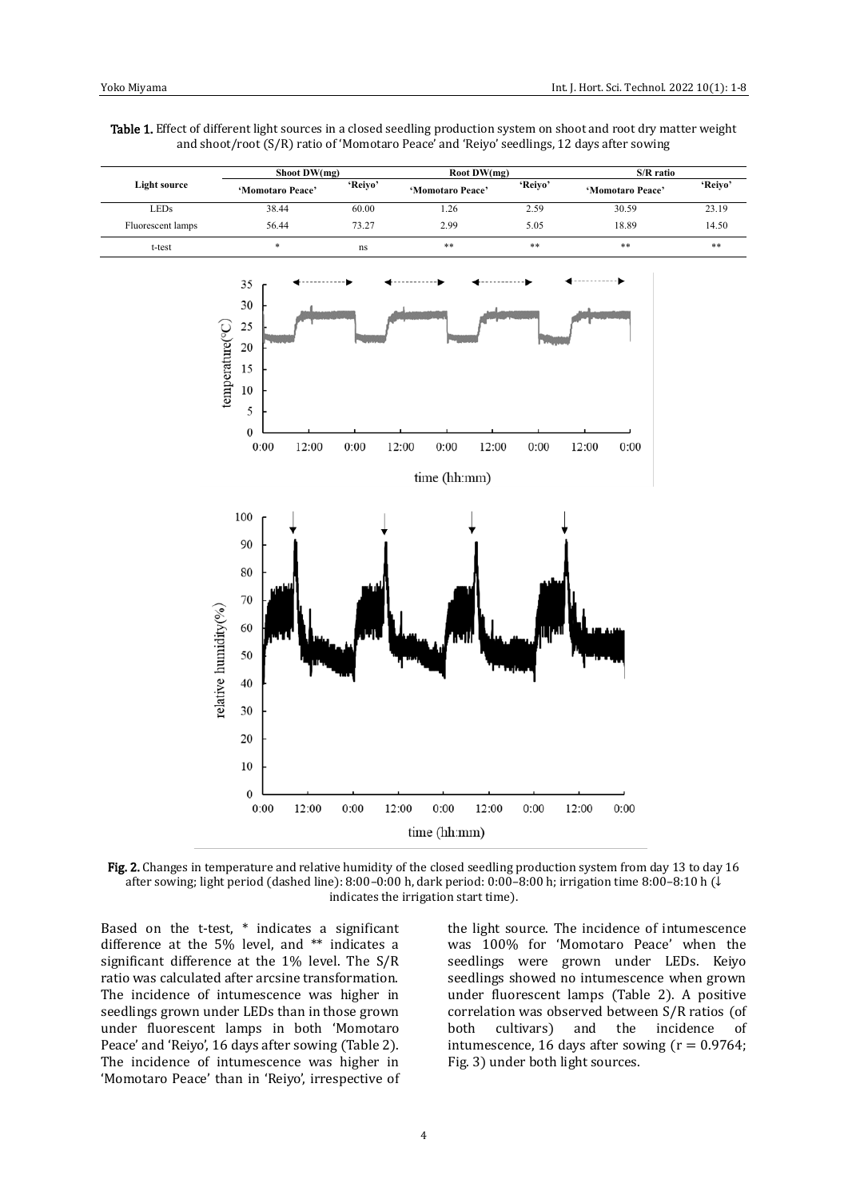**Table 1.** Effect of different light sources in a closed seedling production system on shoot and root dry matter weight and shoot/root (S/R) ratio of 'Momotaro Peace' and 'Reiyo' seedlings, 12 days after sowing

| Light source | Shoot DW(mg) | | Root DW(mg) | | S/R ratio | |
|---|---|---|---|---|---|---|
| | 'Momotaro Peace' | 'Reiyo' | 'Momotaro Peace' | 'Reiyo' | 'Momotaro Peace' | 'Reiyo' |
| LEDs | 38.44 | 60.00 | 1.26 | 2.59 | 30.59 | 23.19 |
| Fluorescent lamps | 56.44 | 73.27 | 2.99 | 5.05 | 18.89 | 14.50 |
| t-test | * | ns | ** | ** | ** | ** |

**Fig. 2.** Changes in temperature and relative humidity of the closed seedling production system from day 13 to day 16 after sowing; light period (dashed line): 8:00–0:00 h, dark period: 0:00–8:00 h; irrigation time 8:00–8:10 h (↓ indicates the irrigation start time).

Based on the t-test, * indicates a significant difference at the 5% level, and ** indicates a significant difference at the 1% level. The S/R ratio was calculated after arcsine transformation. The incidence of intumescence was higher in seedlings grown under LEDs than in those grown under fluorescent lamps in both 'Momotaro Peace' and 'Reiyo', 16 days after sowing (Table 2). The incidence of intumescence was higher in 'Momotaro Peace' than in 'Reiyo', irrespective of the light source. The incidence of intumescence was 100% for 'Momotaro Peace' when the seedlings were grown under LEDs. Keiyo seedlings showed no intumescence when grown under fluorescent lamps (Table 2). A positive correlation was observed between S/R ratios (of both cultivars) and the incidence of intumescence, 16 days after sowing ($r = 0.9764$; Fig. 3) under both light sources.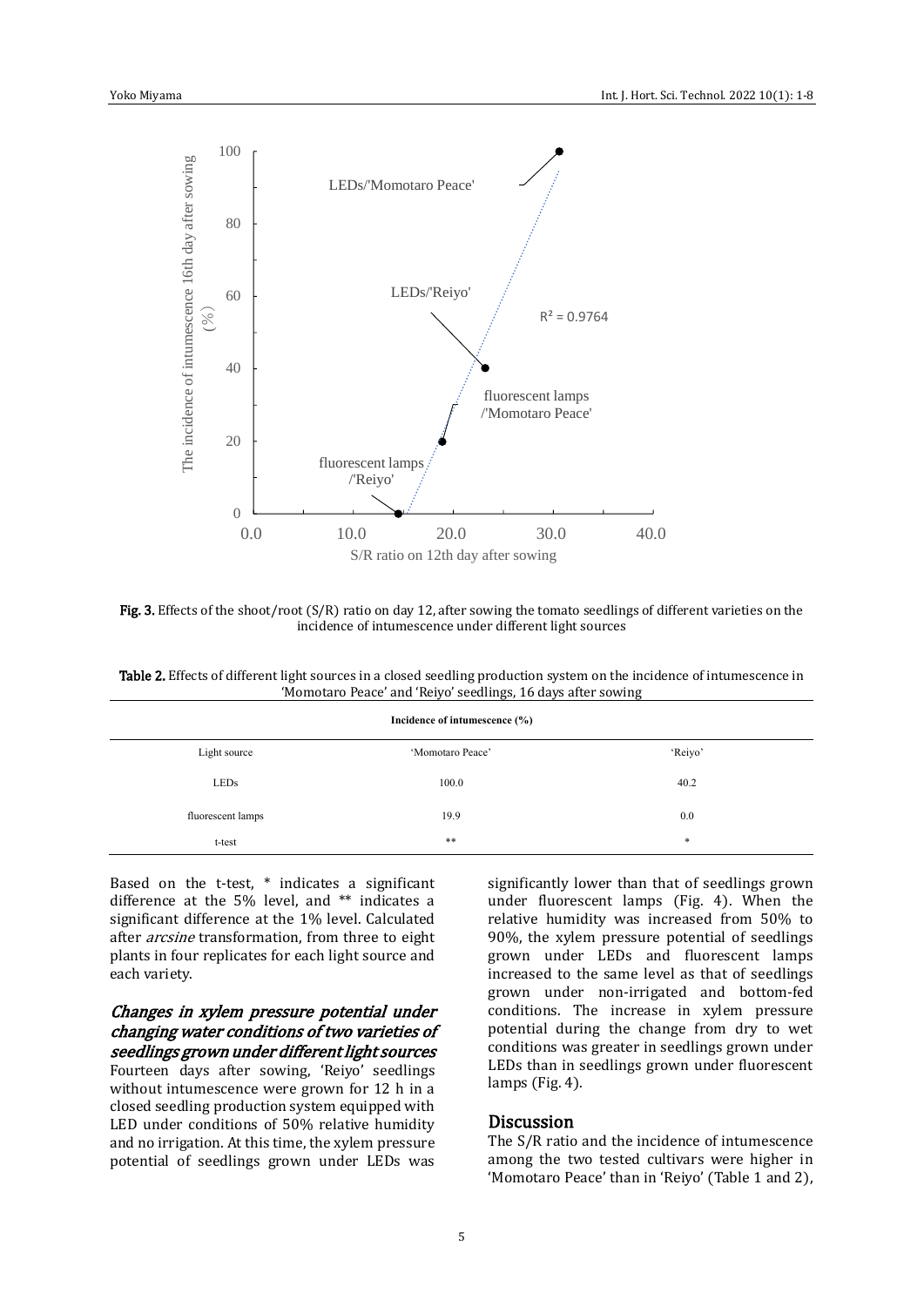Fig. 3. Effects of the shoot/root (S/R) ratio on day 12, after sowing the tomato seedlings of different varieties on the incidence of intumescence under different light sources

Table 2. Effects of different light sources in a closed seedling production system on the incidence of intumescence in 'Momotaro Peace' and 'Reiyo' seedlings, 16 days after sowing

| Incidence of intumescence (%) | | |
|---|---|---|
| Light source | 'Momotaro Peace' | 'Reiyo' |
| LEDs | 100.0 | 40.2 |
| fluorescent lamps | 19.9 | 0.0 |
| t-test | ** | * |

Based on the t-test, * indicates a significant difference at the 5% level, and ** indicates a significant difference at the 1% level. Calculated after *arcsine* transformation, from three to eight plants in four replicates for each light source and each variety.

### *Changes in xylem pressure potential under changing water conditions of two varieties of seedlings grown under different light sources*

Fourteen days after sowing, 'Reiyo' seedlings without intumescence were grown for 12 h in a closed seedling production system equipped with LED under conditions of 50% relative humidity and no irrigation. At this time, the xylem pressure potential of seedlings grown under LEDs was significantly lower than that of seedlings grown under fluorescent lamps (Fig. 4). When the relative humidity was increased from 50% to 90%, the xylem pressure potential of seedlings grown under LEDs and fluorescent lamps increased to the same level as that of seedlings grown under non-irrigated and bottom-fed conditions. The increase in xylem pressure potential during the change from dry to wet conditions was greater in seedlings grown under LEDs than in seedlings grown under fluorescent lamps (Fig. 4).

## Discussion

The S/R ratio and the incidence of intumescence among the two tested cultivars were higher in 'Momotaro Peace' than in 'Reiyo' (Table 1 and 2),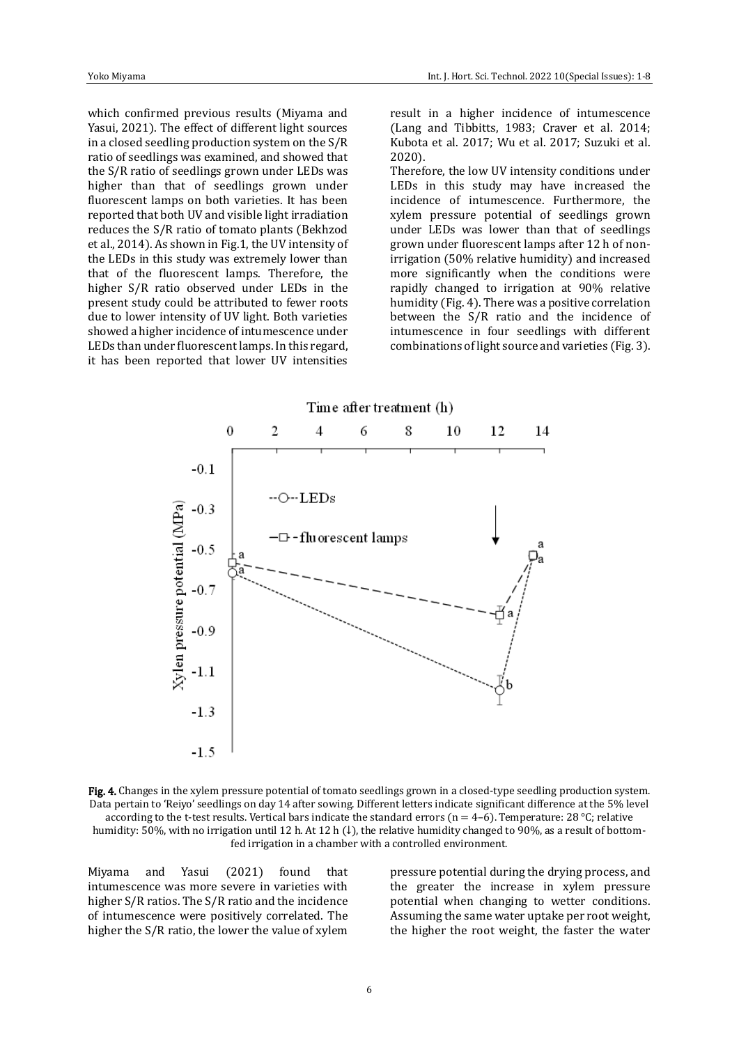which confirmed previous results (Miyama and Yasui, 2021). The effect of different light sources in a closed seedling production system on the S/R ratio of seedlings was examined, and showed that the S/R ratio of seedlings grown under LEDs was higher than that of seedlings grown under fluorescent lamps on both varieties. It has been reported that both UV and visible light irradiation reduces the S/R ratio of tomato plants (Bekhzod et al., 2014). As shown in Fig.1, the UV intensity of the LEDs in this study was extremely lower than that of the fluorescent lamps. Therefore, the higher S/R ratio observed under LEDs in the present study could be attributed to fewer roots due to lower intensity of UV light. Both varieties showed a higher incidence of intumescence under LEDs than under fluorescent lamps. In this regard, it has been reported that lower UV intensities result in a higher incidence of intumescence (Lang and Tibbitts, 1983; Craver et al. 2014; Kubota et al. 2017; Wu et al. 2017; Suzuki et al. 2020).

Therefore, the low UV intensity conditions under LEDs in this study may have increased the incidence of intumescence. Furthermore, the xylem pressure potential of seedlings grown under LEDs was lower than that of seedlings grown under fluorescent lamps after 12 h of non-irrigation (50% relative humidity) and increased more significantly when the conditions were rapidly changed to irrigation at 90% relative humidity (Fig. 4). There was a positive correlation between the S/R ratio and the incidence of intumescence in four seedlings with different combinations of light source and varieties (Fig. 3).

**Fig. 4.** Changes in the xylem pressure potential of tomato seedlings grown in a closed-type seedling production system. Data pertain to 'Reiyo' seedlings on day 14 after sowing. Different letters indicate significant difference at the 5% level according to the t-test results. Vertical bars indicate the standard errors (n = 4–6). Temperature: 28 °C; relative humidity: 50%, with no irrigation until 12 h. At 12 h (↓), the relative humidity changed to 90%, as a result of bottom-fed irrigation in a chamber with a controlled environment.

Miyama and Yasui (2021) found that intumescence was more severe in varieties with higher S/R ratios. The S/R ratio and the incidence of intumescence were positively correlated. The higher the S/R ratio, the lower the value of xylem pressure potential during the drying process, and the greater the increase in xylem pressure potential when changing to wetter conditions. Assuming the same water uptake per root weight, the higher the root weight, the faster the water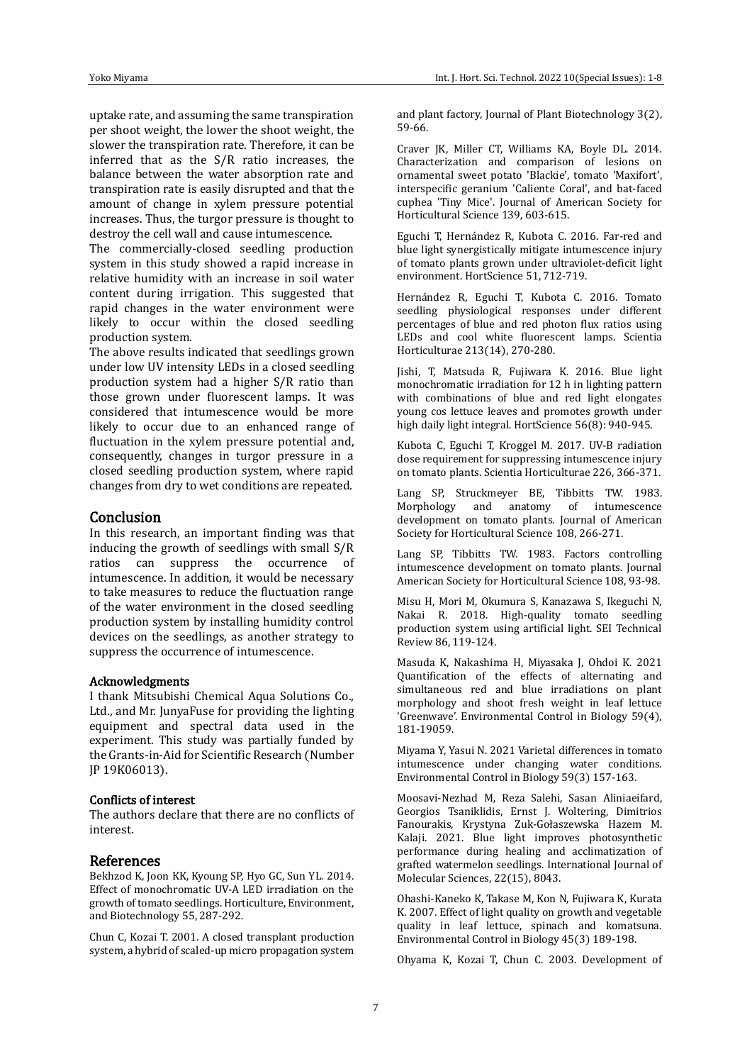uptake rate, and assuming the same transpiration per shoot weight, the lower the shoot weight, the slower the transpiration rate. Therefore, it can be inferred that as the S/R ratio increases, the balance between the water absorption rate and transpiration rate is easily disrupted and that the amount of change in xylem pressure potential increases. Thus, the turgor pressure is thought to destroy the cell wall and cause intumescence.

The commercially-closed seedling production system in this study showed a rapid increase in relative humidity with an increase in soil water content during irrigation. This suggested that rapid changes in the water environment were likely to occur within the closed seedling production system.

The above results indicated that seedlings grown under low UV intensity LEDs in a closed seedling production system had a higher S/R ratio than those grown under fluorescent lamps. It was considered that intumescence would be more likely to occur due to an enhanced range of fluctuation in the xylem pressure potential and, consequently, changes in turgor pressure in a closed seedling production system, where rapid changes from dry to wet conditions are repeated.

## Conclusion

In this research, an important finding was that inducing the growth of seedlings with small S/R ratios can suppress the occurrence of intumescence. In addition, it would be necessary to take measures to reduce the fluctuation range of the water environment in the closed seedling production system by installing humidity control devices on the seedlings, as another strategy to suppress the occurrence of intumescence.

### Acknowledgments

I thank Mitsubishi Chemical Aqua Solutions Co., Ltd., and Mr. JunyaFuse for providing the lighting equipment and spectral data used in the experiment. This study was partially funded by the Grants-in-Aid for Scientific Research (Number JP 19K06013).

### Conflicts of interest

The authors declare that there are no conflicts of interest.

## References

Bekhzod K, Joon KK, Kyoung SP, Hyo GC, Sun YL. 2014. Effect of monochromatic UV-A LED irradiation on the growth of tomato seedlings. Horticulture, Environment, and Biotechnology 55, 287-292.

Chun C, Kozai T. 2001. A closed transplant production system, a hybrid of scaled-up micro propagation system and plant factory, Journal of Plant Biotechnology 3(2), 59-66.

Craver JK, Miller CT, Williams KA, Boyle DL. 2014. Characterization and comparison of lesions on ornamental sweet potato 'Blackie', tomato 'Maxifort', interspecific geranium 'Caliente Coral', and bat-faced cuphea 'Tiny Mice'. Journal of American Society for Horticultural Science 139, 603-615.

Eguchi T, Hernández R, Kubota C. 2016. Far-red and blue light synergistically mitigate intumescence injury of tomato plants grown under ultraviolet-deficit light environment. HortScience 51, 712-719.

Hernández R, Eguchi T, Kubota C. 2016. Tomato seedling physiological responses under different percentages of blue and red photon flux ratios using LEDs and cool white fluorescent lamps. Scientia Horticulturae 213(14), 270-280.

Jishi, T, Matsuda R, Fujiwara K. 2016. Blue light monochromatic irradiation for 12 h in lighting pattern with combinations of blue and red light elongates young cos lettuce leaves and promotes growth under high daily light integral. HortScience 56(8): 940-945.

Kubota C, Eguchi T, Kroggel M. 2017. UV-B radiation dose requirement for suppressing intumescence injury on tomato plants. Scientia Horticulturae 226, 366-371.

Lang SP, Struckmeyer BE, Tibbitts TW. 1983. Morphology and anatomy of intumescence development on tomato plants. Journal of American Society for Horticultural Science 108, 266-271.

Lang SP, Tibbitts TW. 1983. Factors controlling intumescence development on tomato plants. Journal American Society for Horticultural Science 108, 93-98.

Misu H, Mori M, Okumura S, Kanazawa S, Ikeguchi N, Nakai R. 2018. High-quality tomato seedling production system using artificial light. SEI Technical Review 86, 119-124.

Masuda K, Nakashima H, Miyasaka J, Ohdoi K. 2021 Quantification of the effects of alternating and simultaneous red and blue irradiations on plant morphology and shoot fresh weight in leaf lettuce 'Greenwave'. Environmental Control in Biology 59(4), 181-19059.

Miyama Y, Yasui N. 2021 Varietal differences in tomato intumescence under changing water conditions. Environmental Control in Biology 59(3) 157-163.

Moosavi-Nezhad M, Reza Salehi, Sasan Aliniaeifard, Georgios Tsaniklidis, Ernst J. Woltering, Dimitrios Fanourakis, Krystyna Zuk-Gołaszewska Hazem M. Kalaji. 2021. Blue light improves photosynthetic performance during healing and acclimatization of grafted watermelon seedlings. International Journal of Molecular Sciences, 22(15), 8043.

Ohashi-Kaneko K, Takase M, Kon N, Fujiwara K, Kurata K. 2007. Effect of light quality on growth and vegetable quality in leaf lettuce, spinach and komatsuna. Environmental Control in Biology 45(3) 189-198.

Ohyama K, Kozai T, Chun C. 2003. Development of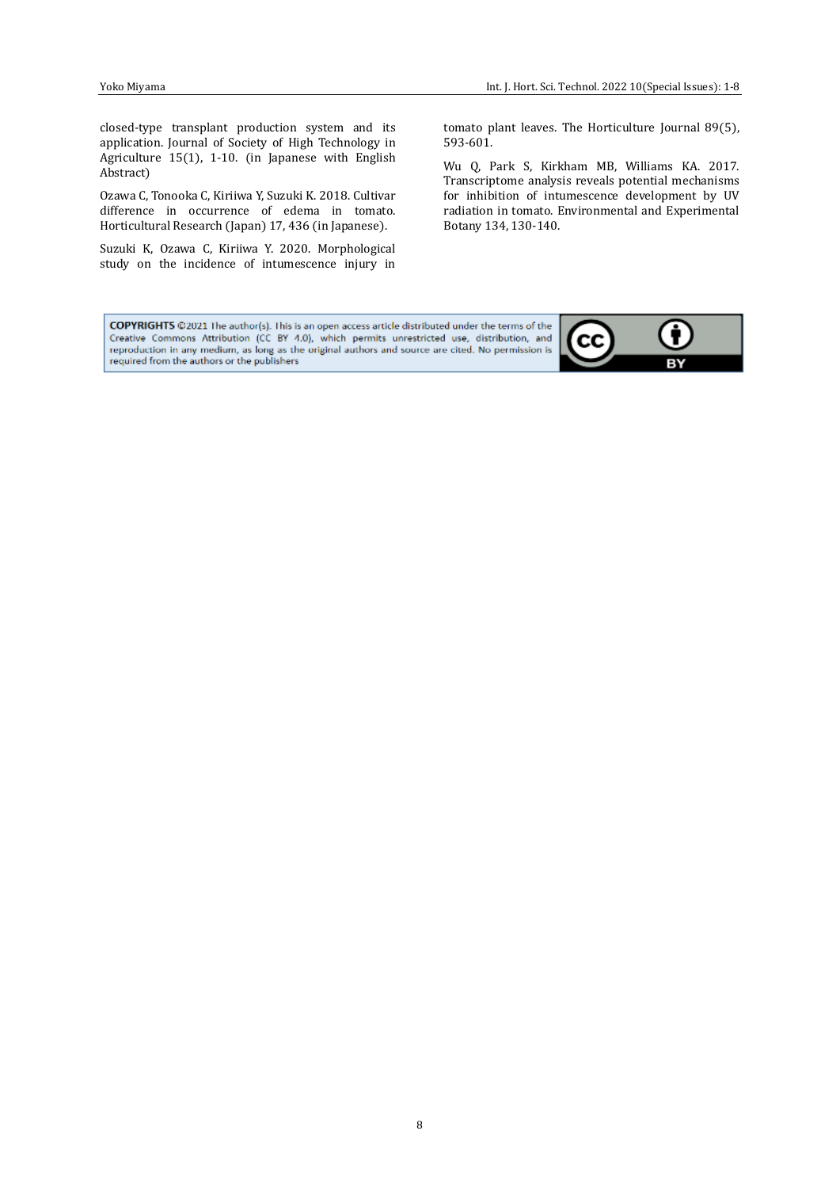closed-type transplant production system and its application. Journal of Society of High Technology in Agriculture 15(1), 1-10. (in Japanese with English Abstract)

Ozawa C, Tonooka C, Kiriiwa Y, Suzuki K. 2018. Cultivar difference in occurrence of edema in tomato. Horticultural Research (Japan) 17, 436 (in Japanese).

Suzuki K, Ozawa C, Kiriiwa Y. 2020. Morphological study on the incidence of intumescence injury in tomato plant leaves. The Horticulture Journal 89(5), 593-601.

Wu Q, Park S, Kirkham MB, Williams KA. 2017. Transcriptome analysis reveals potential mechanisms for inhibition of intumescence development by UV radiation in tomato. Environmental and Experimental Botany 134, 130-140.

**COPYRIGHTS** ©2021 The author(s). This is an open access article distributed under the terms of the Creative Commons Attribution (CC BY 4.0), which permits unrestricted use, distribution, and reproduction in any medium, as long as the original authors and source are cited. No permission is required from the authors or the publishers